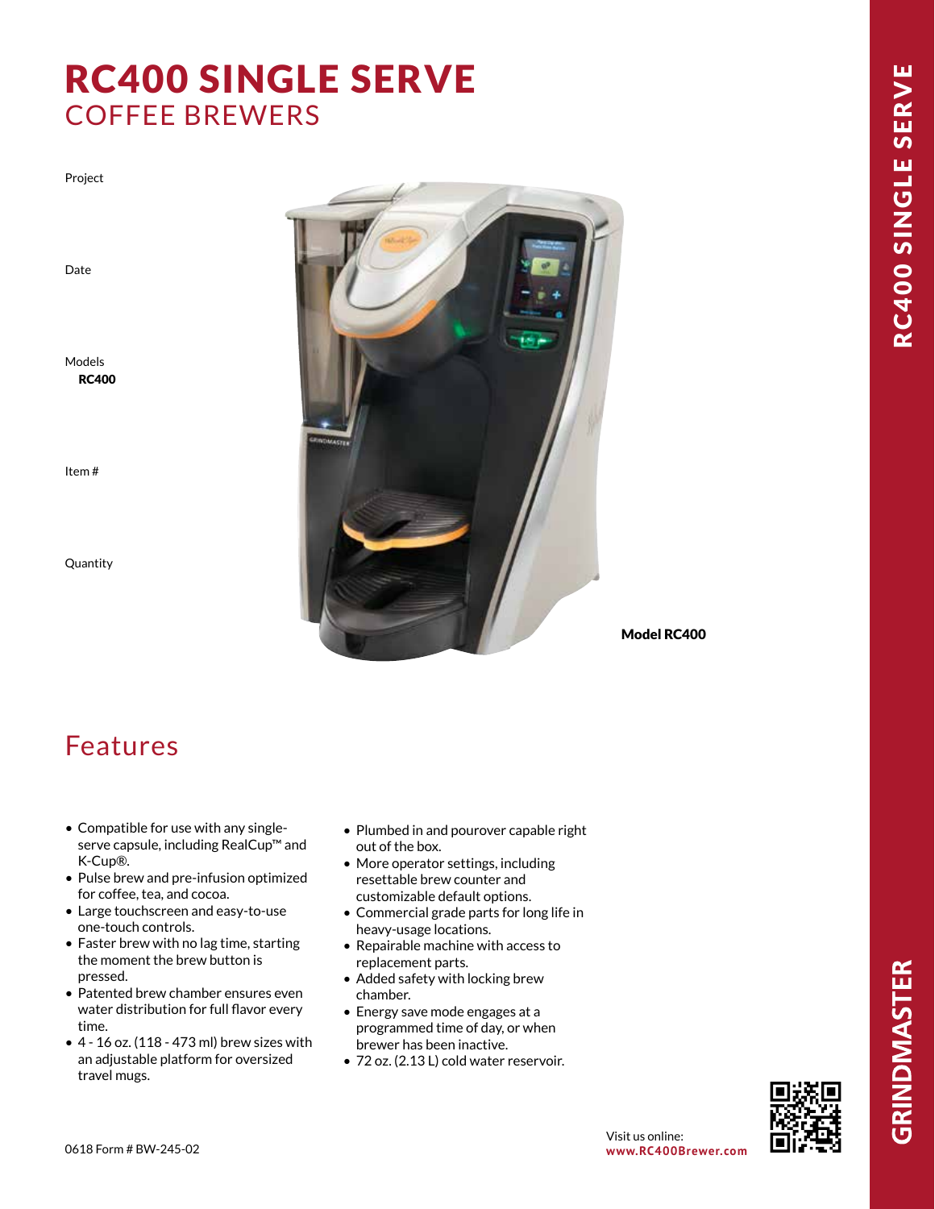# RC400 SINGLE SERVE
## COFFEE BREWERS

Project

Date

Models
**RC400**

Item #

Quantity

**Model RC400**

## Features

- Compatible for use with any single-serve capsule, including RealCup™ and K-Cup®.
- Pulse brew and pre-infusion optimized for coffee, tea, and cocoa.
- Large touchscreen and easy-to-use one-touch controls.
- Faster brew with no lag time, starting the moment the brew button is pressed.
- Patented brew chamber ensures even water distribution for full flavor every time.
- 4 - 16 oz. (118 - 473 ml) brew sizes with an adjustable platform for oversized travel mugs.
- Plumbed in and pourover capable right out of the box.
- More operator settings, including resettable brew counter and customizable default options.
- Commercial grade parts for long life in heavy-usage locations.
- Repairable machine with access to replacement parts.
- Added safety with locking brew chamber.
- Energy save mode engages at a programmed time of day, or when brewer has been inactive.
- 72 oz. (2.13 L) cold water reservoir.

0618 Form # BW-245-02

Visit us online:
**www.RC400Brewer.com**

RC400 SINGLE SERVE

GRINDMASTER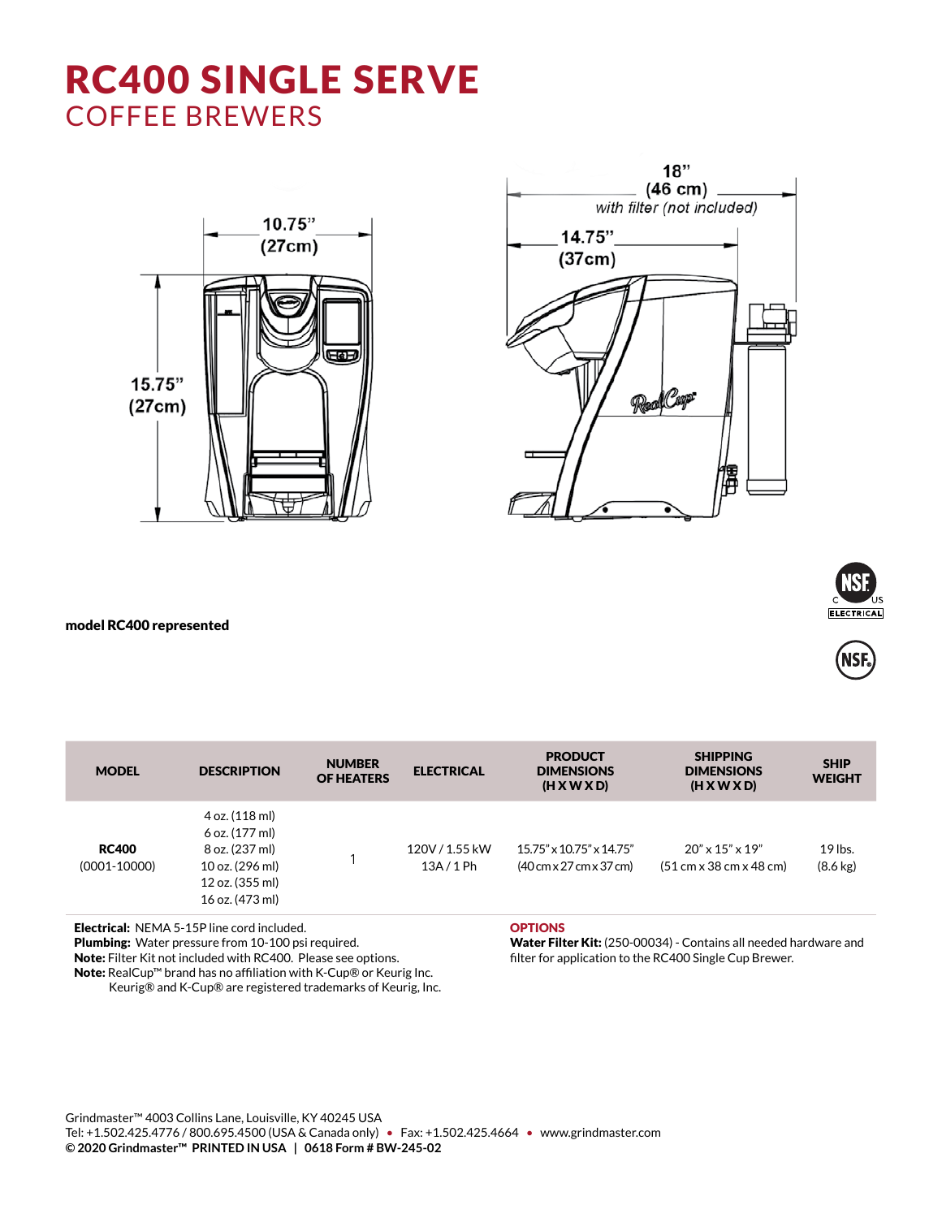# RC400 SINGLE SERVE

## COFFEE BREWERS

18"
(46 cm)
with filter (not included)

14.75"
(37cm)

10.75"
(27cm)

15.75"
(27cm)

**model RC400 represented**

| MODEL | DESCRIPTION | NUMBER OF HEATERS | ELECTRICAL | PRODUCT DIMENSIONS (H X W X D) | SHIPPING DIMENSIONS (H X W X D) | SHIP WEIGHT |
|---|---|---|---|---|---|---|
| **RC400** (0001-10000) | 4 oz. (118 ml)<br>6 oz. (177 ml)<br>8 oz. (237 ml)<br>10 oz. (296 ml)<br>12 oz. (355 ml)<br>16 oz. (473 ml) | 1 | 120V / 1.55 kW<br>13A / 1 Ph | 15.75" x 10.75" x 14.75"<br>(40 cm x 27 cm x 37 cm) | 20" x 15" x 19"<br>(51 cm x 38 cm x 48 cm) | 19 lbs.<br>(8.6 kg) |

**Electrical:** NEMA 5-15P line cord included.
**Plumbing:** Water pressure from 10-100 psi required.
**Note:** Filter Kit not included with RC400. Please see options.
**Note:** RealCup™ brand has no affiliation with K-Cup® or Keurig Inc.
Keurig® and K-Cup® are registered trademarks of Keurig, Inc.

**OPTIONS**

**Water Filter Kit:** (250-00034) - Contains all needed hardware and filter for application to the RC400 Single Cup Brewer.

Grindmaster™ 4003 Collins Lane, Louisville, KY 40245 USA
Tel: +1.502.425.4776 / 800.695.4500 (USA & Canada only) • Fax: +1.502.425.4664 • www.grindmaster.com
**© 2020 Grindmaster™ PRINTED IN USA | 0618 Form # BW-245-02**